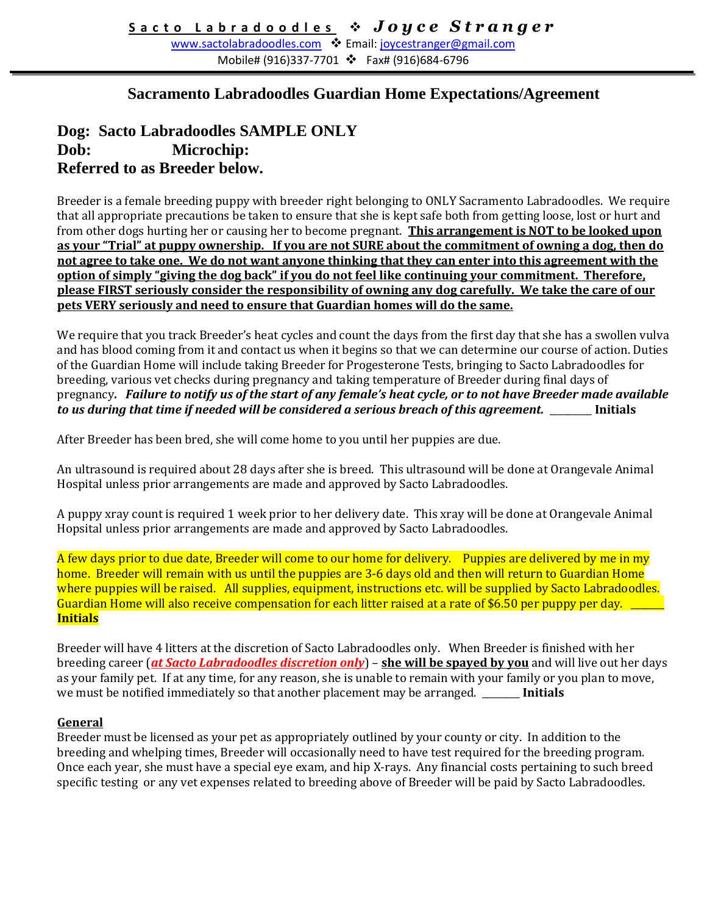**Sacto Labradoodles ❖ *Joyce Stranger***

www.sactolabradoodles.com ❖ Email: joycestranger@gmail.com

Mobile# (916)337-7701 ❖ Fax# (916)684-6796

## Sacramento Labradoodles Guardian Home Expectations/Agreement

### Dog: Sacto Labradoodles SAMPLE ONLY
### Dob: Microchip:
### Referred to as Breeder below.

Breeder is a female breeding puppy with breeder right belonging to ONLY Sacramento Labradoodles. We require that all appropriate precautions be taken to ensure that she is kept safe both from getting loose, lost or hurt and from other dogs hurting her or causing her to become pregnant. **This arrangement is NOT to be looked upon as your "Trial" at puppy ownership. If you are not SURE about the commitment of owning a dog, then do not agree to take one. We do not want anyone thinking that they can enter into this agreement with the option of simply "giving the dog back" if you do not feel like continuing your commitment. Therefore, please FIRST seriously consider the responsibility of owning any dog carefully. We take the care of our pets VERY seriously and need to ensure that Guardian homes will do the same.**

We require that you track Breeder's heat cycles and count the days from the first day that she has a swollen vulva and has blood coming from it and contact us when it begins so that we can determine our course of action. Duties of the Guardian Home will include taking Breeder for Progesterone Tests, bringing to Sacto Labradoodles for breeding, various vet checks during pregnancy and taking temperature of Breeder during final days of pregnancy*. **Failure to notify us of the start of any female's heat cycle, or to not have Breeder made available to us during that time if needed will be considered a serious breach of this agreement.*** ________ **Initials**

After Breeder has been bred, she will come home to you until her puppies are due.

An ultrasound is required about 28 days after she is breed. This ultrasound will be done at Orangevale Animal Hospital unless prior arrangements are made and approved by Sacto Labradoodles.

A puppy xray count is required 1 week prior to her delivery date. This xray will be done at Orangevale Animal Hopsital unless prior arrangements are made and approved by Sacto Labradoodles.

A few days prior to due date, Breeder will come to our home for delivery. Puppies are delivered by me in my home. Breeder will remain with us until the puppies are 3-6 days old and then will return to Guardian Home where puppies will be raised. All supplies, equipment, instructions etc. will be supplied by Sacto Labradoodles. Guardian Home will also receive compensation for each litter raised at a rate of $6.50 per puppy per day. ______ **Initials**

Breeder will have 4 litters at the discretion of Sacto Labradoodles only. When Breeder is finished with her breeding career (***at Sacto Labradoodles discretion only***) – **she will be spayed by you** and will live out her days as your family pet. If at any time, for any reason, she is unable to remain with your family or you plan to move, we must be notified immediately so that another placement may be arranged. _______ **Initials**

**General**

Breeder must be licensed as your pet as appropriately outlined by your county or city. In addition to the breeding and whelping times, Breeder will occasionally need to have test required for the breeding program. Once each year, she must have a special eye exam, and hip X-rays. Any financial costs pertaining to such breed specific testing or any vet expenses related to breeding above of Breeder will be paid by Sacto Labradoodles.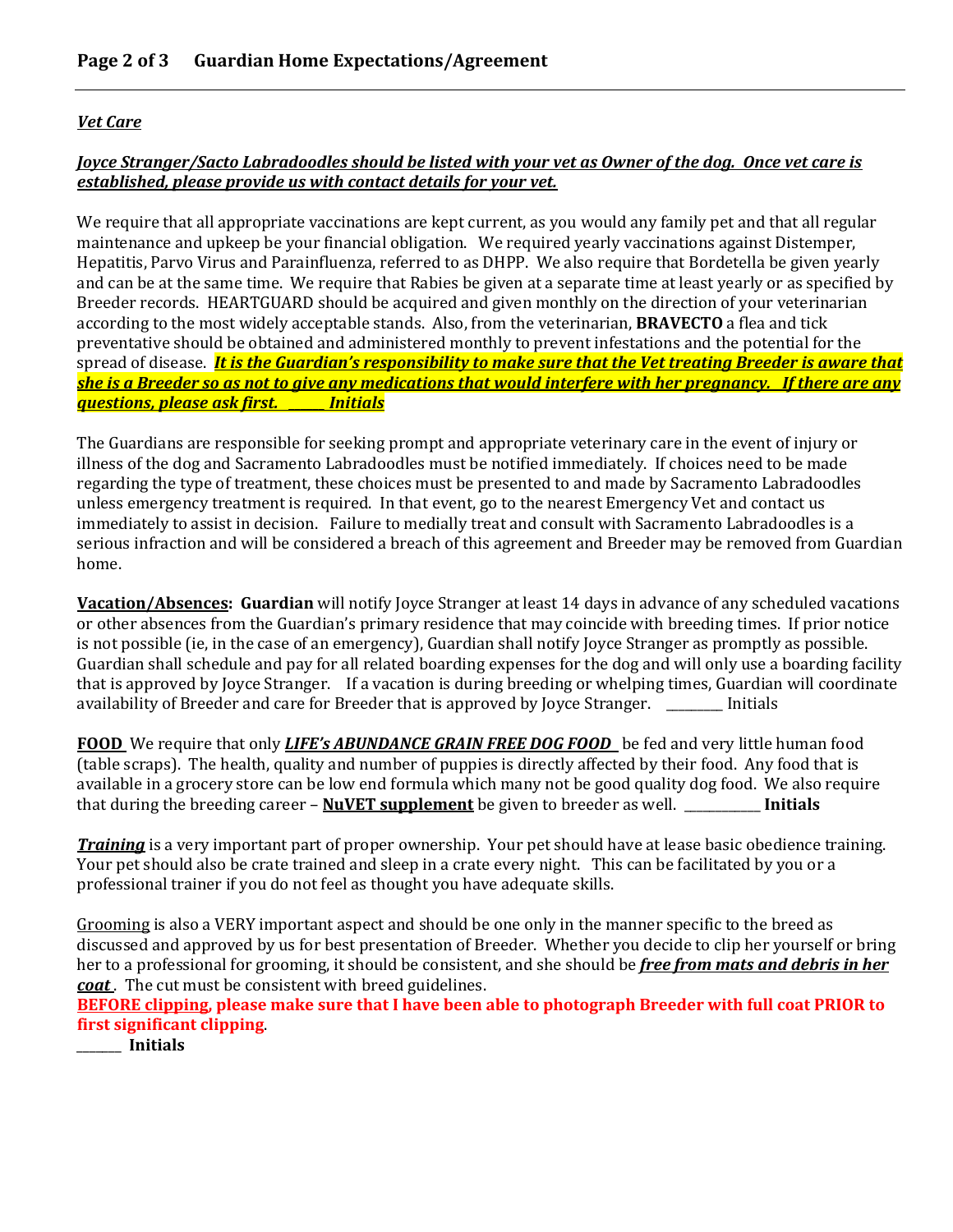***Vet Care***

***Joyce Stranger/Sacto Labradoodles should be listed with your vet as Owner of the dog. Once vet care is established, please provide us with contact details for your vet.***

We require that all appropriate vaccinations are kept current, as you would any family pet and that all regular maintenance and upkeep be your financial obligation. We required yearly vaccinations against Distemper, Hepatitis, Parvo Virus and Parainfluenza, referred to as DHPP. We also require that Bordetella be given yearly and can be at the same time. We require that Rabies be given at a separate time at least yearly or as specified by Breeder records. HEARTGUARD should be acquired and given monthly on the direction of your veterinarian according to the most widely acceptable stands. Also, from the veterinarian, **BRAVECTO** a flea and tick preventative should be obtained and administered monthly to prevent infestations and the potential for the spread of disease. ***It is the Guardian's responsibility to make sure that the Vet treating Breeder is aware that she is a Breeder so as not to give any medications that would interfere with her pregnancy. If there are any questions, please ask first. ______ Initials***

The Guardians are responsible for seeking prompt and appropriate veterinary care in the event of injury or illness of the dog and Sacramento Labradoodles must be notified immediately. If choices need to be made regarding the type of treatment, these choices must be presented to and made by Sacramento Labradoodles unless emergency treatment is required. In that event, go to the nearest Emergency Vet and contact us immediately to assist in decision. Failure to medially treat and consult with Sacramento Labradoodles is a serious infraction and will be considered a breach of this agreement and Breeder may be removed from Guardian home.

**Vacation/Absences: Guardian** will notify Joyce Stranger at least 14 days in advance of any scheduled vacations or other absences from the Guardian's primary residence that may coincide with breeding times. If prior notice is not possible (ie, in the case of an emergency), Guardian shall notify Joyce Stranger as promptly as possible. Guardian shall schedule and pay for all related boarding expenses for the dog and will only use a boarding facility that is approved by Joyce Stranger. If a vacation is during breeding or whelping times, Guardian will coordinate availability of Breeder and care for Breeder that is approved by Joyce Stranger. _________ Initials

**FOOD** We require that only ***LIFE's ABUNDANCE GRAIN FREE DOG FOOD*** be fed and very little human food (table scraps). The health, quality and number of puppies is directly affected by their food. Any food that is available in a grocery store can be low end formula which many not be good quality dog food. We also require that during the breeding career – **NuVET supplement** be given to breeder as well. ____________ **Initials**

***Training*** is a very important part of proper ownership. Your pet should have at lease basic obedience training. Your pet should also be crate trained and sleep in a crate every night. This can be facilitated by you or a professional trainer if you do not feel as thought you have adequate skills.

Grooming is also a VERY important aspect and should be one only in the manner specific to the breed as discussed and approved by us for best presentation of Breeder. Whether you decide to clip her yourself or bring her to a professional for grooming, it should be consistent, and she should be ***free from mats and debris in her coat***. The cut must be consistent with breed guidelines.

**BEFORE clipping, please make sure that I have been able to photograph Breeder with full coat PRIOR to first significant clipping**.

_______ **Initials**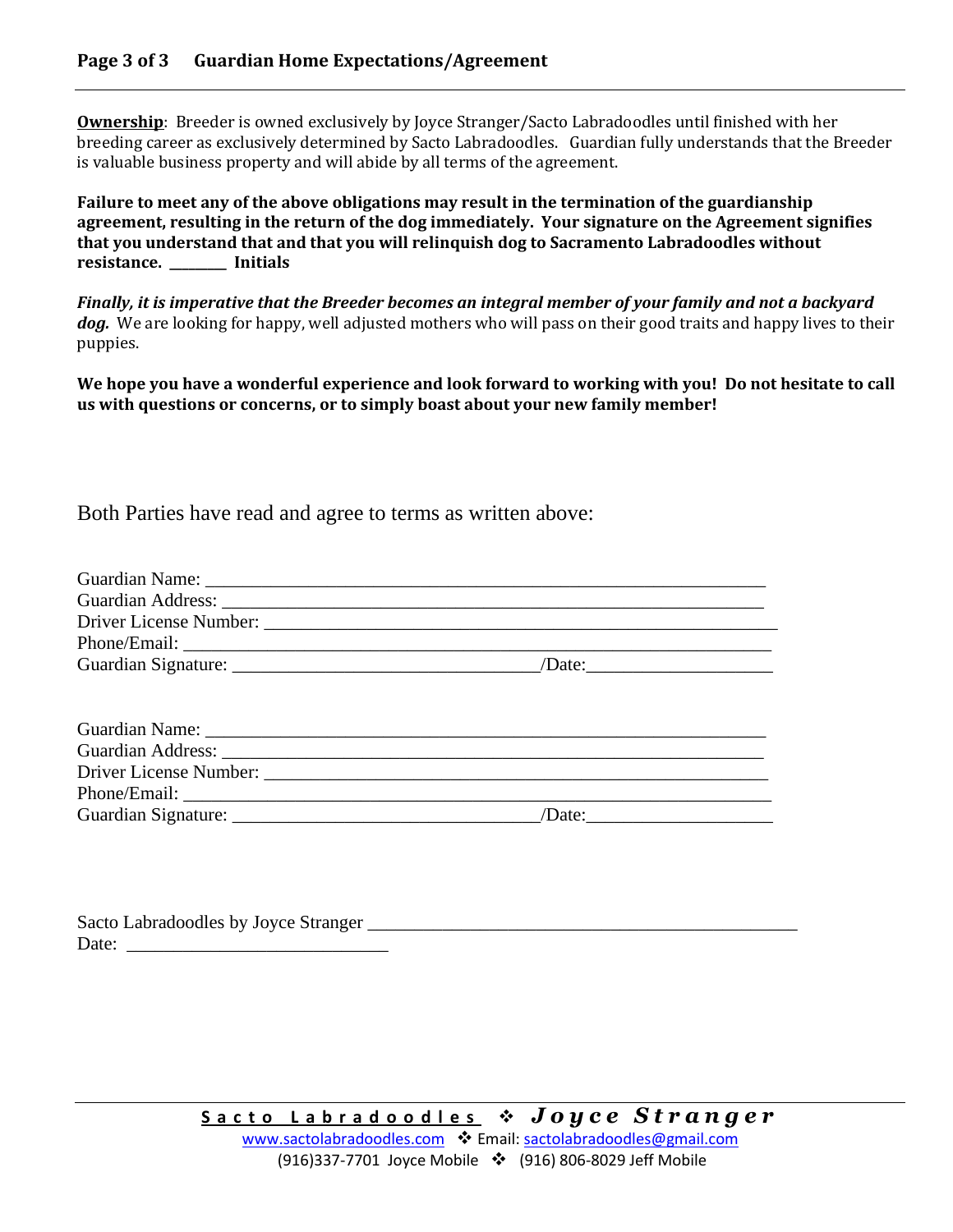**Ownership**: Breeder is owned exclusively by Joyce Stranger/Sacto Labradoodles until finished with her breeding career as exclusively determined by Sacto Labradoodles. Guardian fully understands that the Breeder is valuable business property and will abide by all terms of the agreement.

**Failure to meet any of the above obligations may result in the termination of the guardianship agreement, resulting in the return of the dog immediately. Your signature on the Agreement signifies that you understand that and that you will relinquish dog to Sacramento Labradoodles without resistance. ________ Initials**

***Finally, it is imperative that the Breeder becomes an integral member of your family and not a backyard dog.*** We are looking for happy, well adjusted mothers who will pass on their good traits and happy lives to their puppies.

**We hope you have a wonderful experience and look forward to working with you! Do not hesitate to call us with questions or concerns, or to simply boast about your new family member!**

Both Parties have read and agree to terms as written above:

Guardian Name: ___________________________________________________________
Guardian Address: _________________________________________________________
Driver License Number: _____________________________________________________
Phone/Email: _____________________________________________________________
Guardian Signature: ________________________________/Date:____________________

Guardian Name: ___________________________________________________________
Guardian Address: _________________________________________________________
Driver License Number: _____________________________________________________
Phone/Email: _____________________________________________________________
Guardian Signature: ________________________________/Date:____________________

Sacto Labradoodles by Joyce Stranger _____________________________________________
Date: ___________________________

**Sacto Labradoodles** ❖ ***Joyce Stranger***
www.sactolabradoodles.com ❖ Email: sactolabradoodles@gmail.com
(916)337-7701 Joyce Mobile ❖ (916) 806-8029 Jeff Mobile